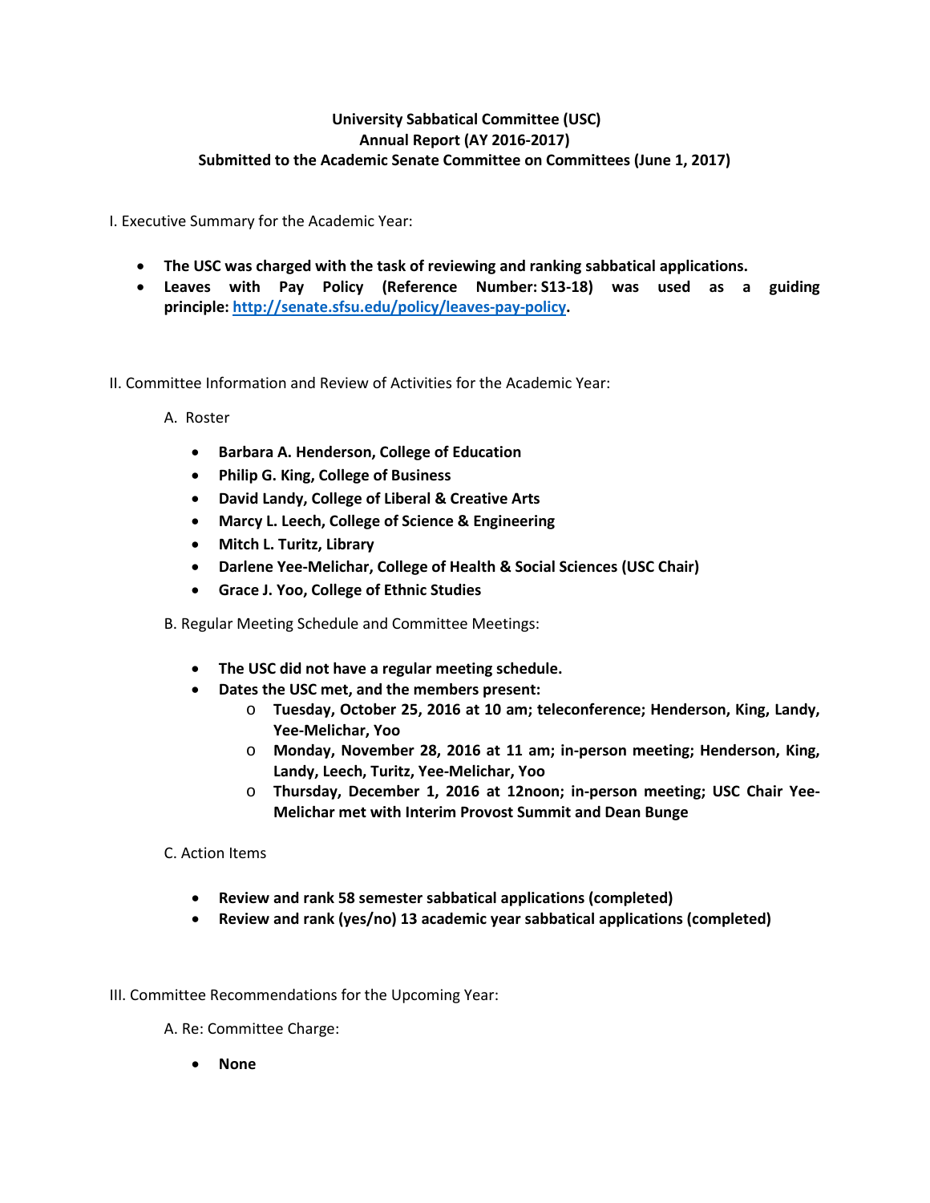**University Sabbatical Committee (USC)**
**Annual Report (AY 2016-2017)**
**Submitted to the Academic Senate Committee on Committees (June 1, 2017)**

I. Executive Summary for the Academic Year:

- **The USC was charged with the task of reviewing and ranking sabbatical applications.**
- **Leaves with Pay Policy (Reference Number: S13-18) was used as a guiding principle: [http://senate.sfsu.edu/policy/leaves-pay-policy](http://senate.sfsu.edu/policy/leaves-pay-policy).**

II. Committee Information and Review of Activities for the Academic Year:

A. Roster

- **Barbara A. Henderson, College of Education**
- **Philip G. King, College of Business**
- **David Landy, College of Liberal & Creative Arts**
- **Marcy L. Leech, College of Science & Engineering**
- **Mitch L. Turitz, Library**
- **Darlene Yee-Melichar, College of Health & Social Sciences (USC Chair)**
- **Grace J. Yoo, College of Ethnic Studies**

B. Regular Meeting Schedule and Committee Meetings:

- **The USC did not have a regular meeting schedule.**
- **Dates the USC met, and the members present:**
  - **Tuesday, October 25, 2016 at 10 am; teleconference; Henderson, King, Landy, Yee-Melichar, Yoo**
  - **Monday, November 28, 2016 at 11 am; in-person meeting; Henderson, King, Landy, Leech, Turitz, Yee-Melichar, Yoo**
  - **Thursday, December 1, 2016 at 12noon; in-person meeting; USC Chair Yee-Melichar met with Interim Provost Summit and Dean Bunge**

C. Action Items

- **Review and rank 58 semester sabbatical applications (completed)**
- **Review and rank (yes/no) 13 academic year sabbatical applications (completed)**

III. Committee Recommendations for the Upcoming Year:

A. Re: Committee Charge:

- **None**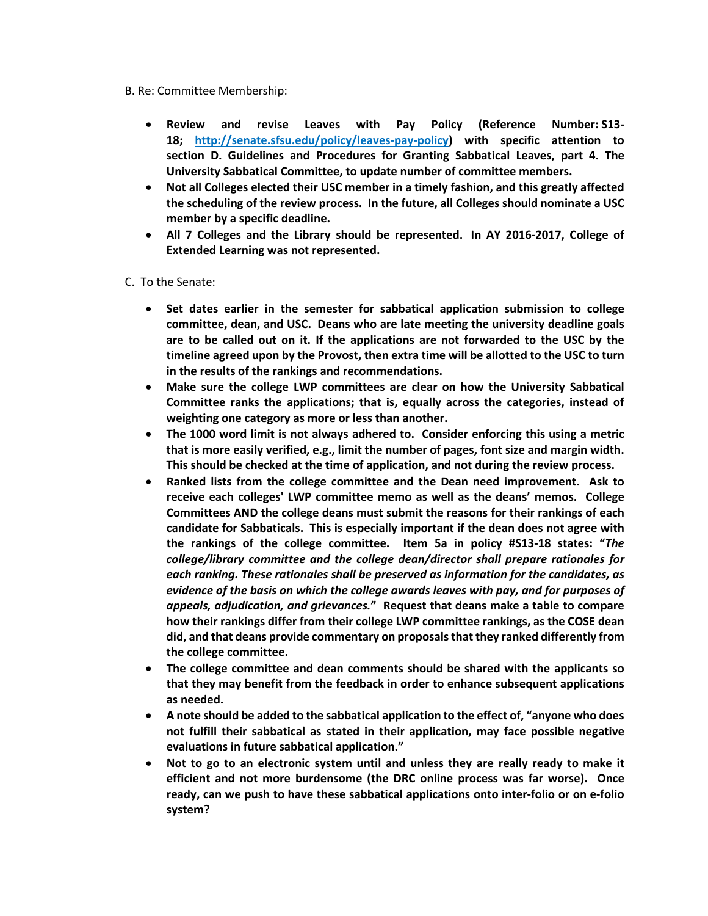B. Re: Committee Membership:

- **Review and revise Leaves with Pay Policy (Reference Number: S13-18; [http://senate.sfsu.edu/policy/leaves-pay-policy](http://senate.sfsu.edu/policy/leaves-pay-policy)) with specific attention to section D. Guidelines and Procedures for Granting Sabbatical Leaves, part 4. The University Sabbatical Committee, to update number of committee members.**
- **Not all Colleges elected their USC member in a timely fashion, and this greatly affected the scheduling of the review process. In the future, all Colleges should nominate a USC member by a specific deadline.**
- **All 7 Colleges and the Library should be represented. In AY 2016-2017, College of Extended Learning was not represented.**

C. To the Senate:

- **Set dates earlier in the semester for sabbatical application submission to college committee, dean, and USC. Deans who are late meeting the university deadline goals are to be called out on it. If the applications are not forwarded to the USC by the timeline agreed upon by the Provost, then extra time will be allotted to the USC to turn in the results of the rankings and recommendations.**
- **Make sure the college LWP committees are clear on how the University Sabbatical Committee ranks the applications; that is, equally across the categories, instead of weighting one category as more or less than another.**
- **The 1000 word limit is not always adhered to. Consider enforcing this using a metric that is more easily verified, e.g., limit the number of pages, font size and margin width. This should be checked at the time of application, and not during the review process.**
- **Ranked lists from the college committee and the Dean need improvement. Ask to receive each colleges' LWP committee memo as well as the deans' memos. College Committees AND the college deans must submit the reasons for their rankings of each candidate for Sabbaticals. This is especially important if the dean does not agree with the rankings of the college committee. Item 5a in policy #S13-18 states: "*The college/library committee and the college dean/director shall prepare rationales for each ranking. These rationales shall be preserved as information for the candidates, as evidence of the basis on which the college awards leaves with pay, and for purposes of appeals, adjudication, and grievances.*" Request that deans make a table to compare how their rankings differ from their college LWP committee rankings, as the COSE dean did, and that deans provide commentary on proposals that they ranked differently from the college committee.**
- **The college committee and dean comments should be shared with the applicants so that they may benefit from the feedback in order to enhance subsequent applications as needed.**
- **A note should be added to the sabbatical application to the effect of, "anyone who does not fulfill their sabbatical as stated in their application, may face possible negative evaluations in future sabbatical application."**
- **Not to go to an electronic system until and unless they are really ready to make it efficient and not more burdensome (the DRC online process was far worse). Once ready, can we push to have these sabbatical applications onto inter-folio or on e-folio system?**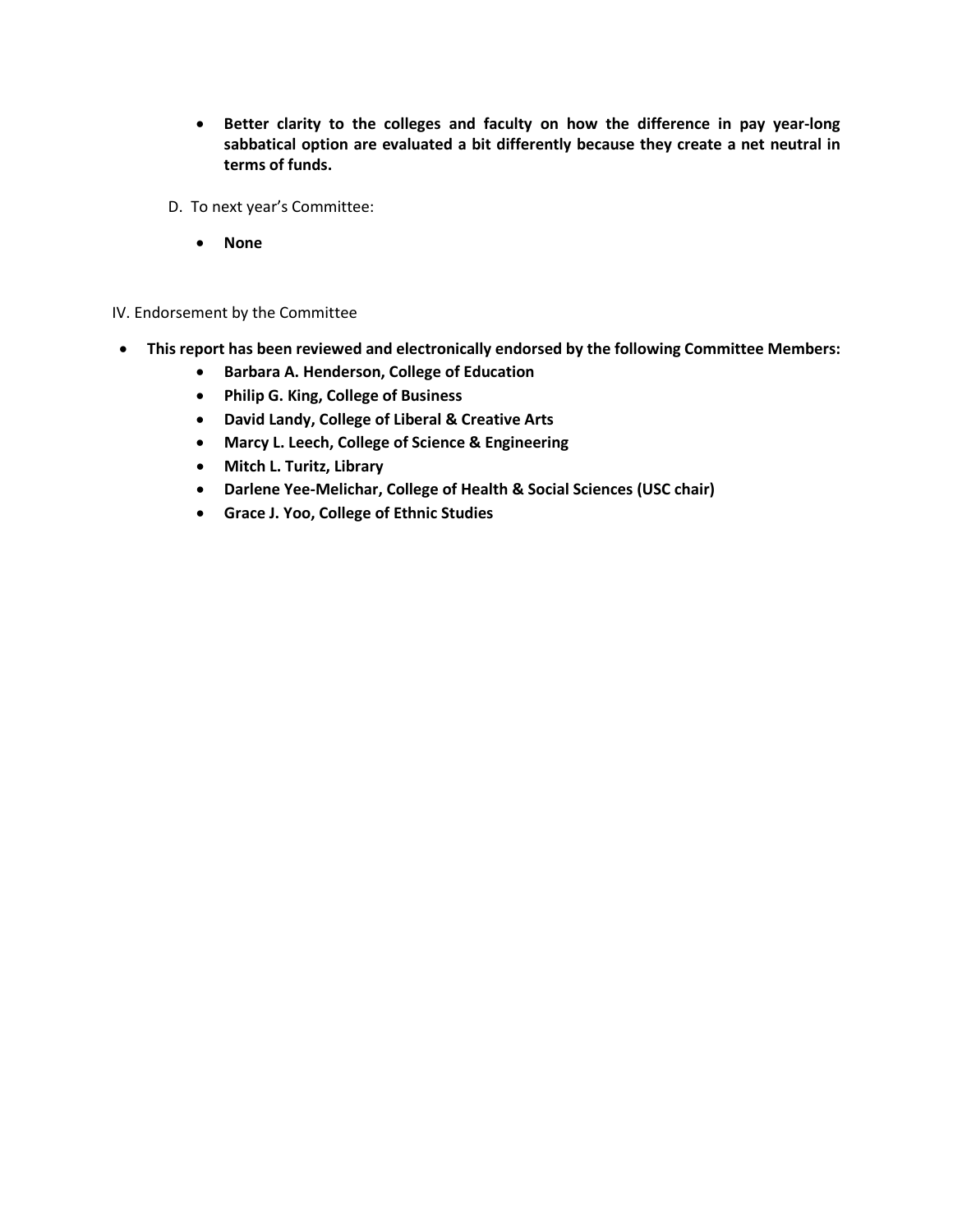- **Better clarity to the colleges and faculty on how the difference in pay year-long sabbatical option are evaluated a bit differently because they create a net neutral in terms of funds.**

D. To next year's Committee:

- **None**

IV. Endorsement by the Committee

- **This report has been reviewed and electronically endorsed by the following Committee Members:**
    - **Barbara A. Henderson, College of Education**
    - **Philip G. King, College of Business**
    - **David Landy, College of Liberal & Creative Arts**
    - **Marcy L. Leech, College of Science & Engineering**
    - **Mitch L. Turitz, Library**
    - **Darlene Yee-Melichar, College of Health & Social Sciences (USC chair)**
    - **Grace J. Yoo, College of Ethnic Studies**